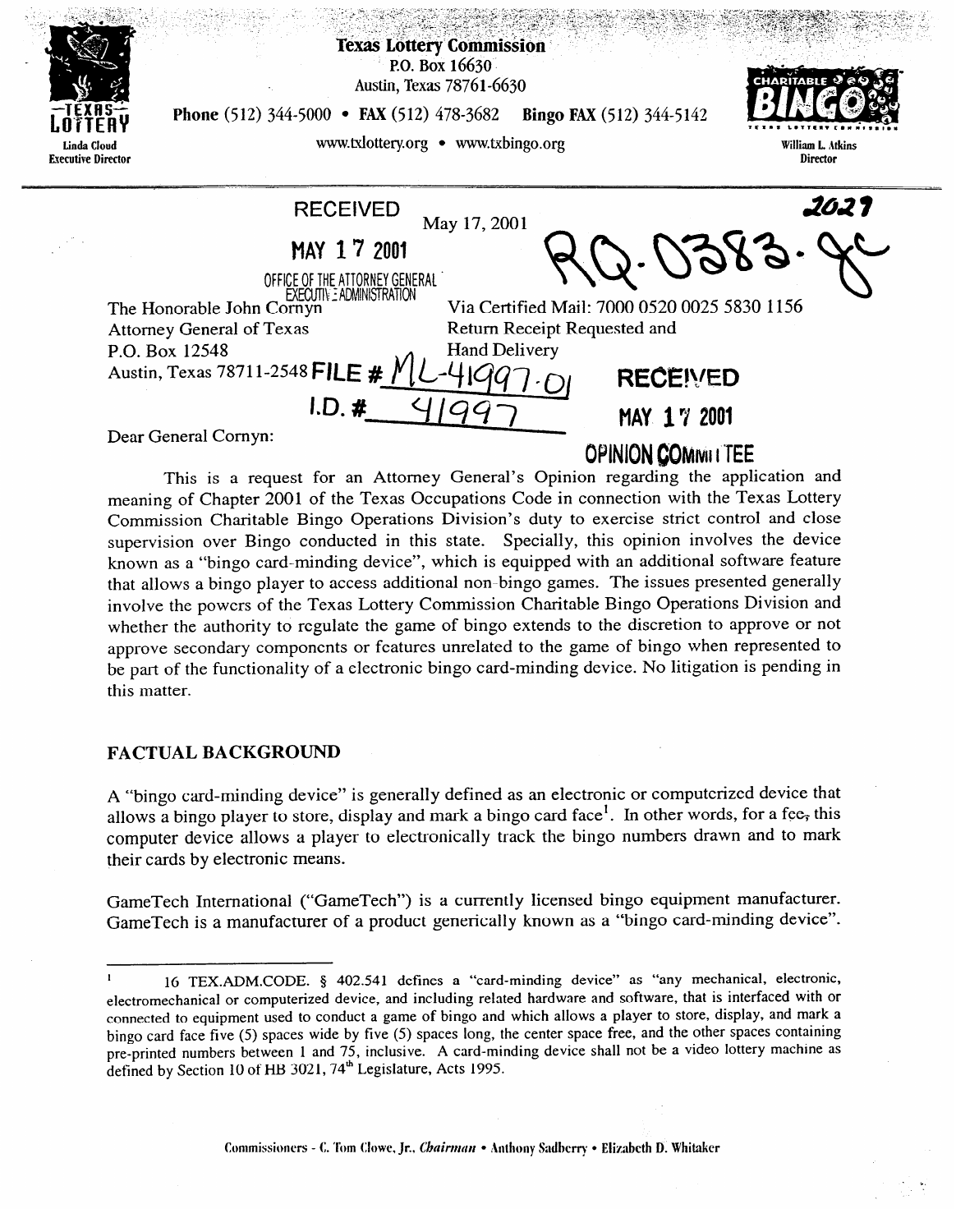**Texas Lottery Commission**
P.O. Box 16630
Austin, Texas 78761-6630
**Phone** (512) 344-5000 • **FAX** (512) 478-3682 **Bingo FAX** (512) 344-5142
www.txlottery.org • www.txbingo.org

Linda Cloud
Executive Director

William L. Atkins
Director

RECEIVED
MAY 17 2001
OFFICE OF THE ATTORNEY GENERAL
EXECUTIVE ADMINISTRATION

May 17, 2001

2021

RQ-0383-JC

The Honorable John Cornyn
Attorney General of Texas
P.O. Box 12548
Austin, Texas 78711-2548

Via Certified Mail: 7000 0520 0025 5830 1156
Return Receipt Requested and
Hand Delivery

FILE # ML-41997-01
I.D. # 41997

RECEIVED
MAY 17 2001
OPINION COMMITTEE

Dear General Cornyn:

This is a request for an Attorney General's Opinion regarding the application and meaning of Chapter 2001 of the Texas Occupations Code in connection with the Texas Lottery Commission Charitable Bingo Operations Division's duty to exercise strict control and close supervision over Bingo conducted in this state. Specially, this opinion involves the device known as a "bingo card-minding device", which is equipped with an additional software feature that allows a bingo player to access additional non-bingo games. The issues presented generally involve the powers of the Texas Lottery Commission Charitable Bingo Operations Division and whether the authority to regulate the game of bingo extends to the discretion to approve or not approve secondary components or features unrelated to the game of bingo when represented to be part of the functionality of a electronic bingo card-minding device. No litigation is pending in this matter.

## FACTUAL BACKGROUND

A "bingo card-minding device" is generally defined as an electronic or computerized device that allows a bingo player to store, display and mark a bingo card face[1]. In other words, for a fee, this computer device allows a player to electronically track the bingo numbers drawn and to mark their cards by electronic means.

GameTech International ("GameTech") is a currently licensed bingo equipment manufacturer. GameTech is a manufacturer of a product generically known as a "bingo card-minding device".

---

[1] 16 TEX.ADM.CODE. § 402.541 defines a "card-minding device" as "any mechanical, electronic, electromechanical or computerized device, and including related hardware and software, that is interfaced with or connected to equipment used to conduct a game of bingo and which allows a player to store, display, and mark a bingo card face five (5) spaces wide by five (5) spaces long, the center space free, and the other spaces containing pre-printed numbers between 1 and 75, inclusive. A card-minding device shall not be a video lottery machine as defined by Section 10 of HB 3021, 74th Legislature, Acts 1995.

Commissioners - C. Tom Clowe, Jr., *Chairman* • Anthony Sadberry • Elizabeth D. Whitaker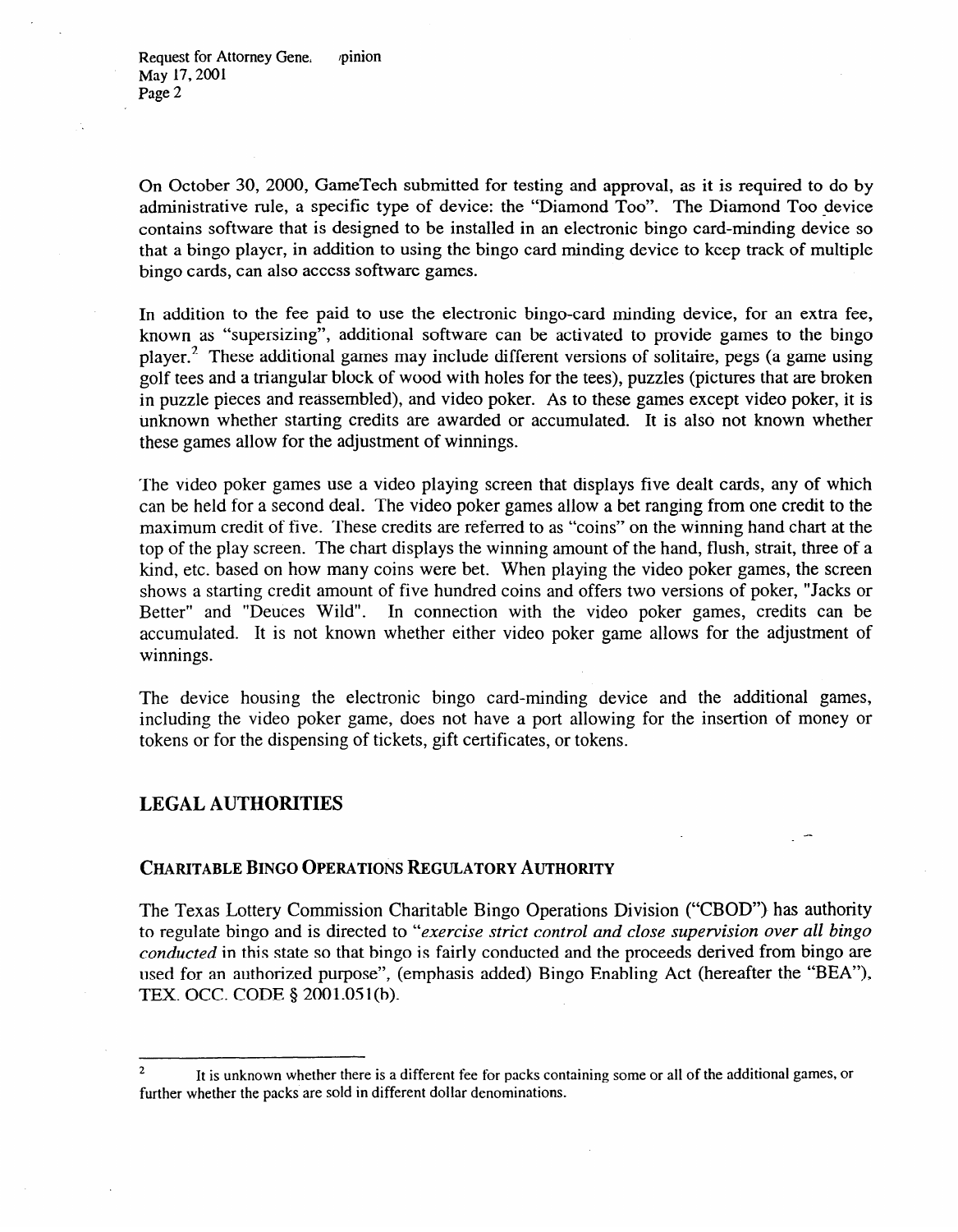On October 30, 2000, GameTech submitted for testing and approval, as it is required to do by administrative rule, a specific type of device: the "Diamond Too". The Diamond Too device contains software that is designed to be installed in an electronic bingo card-minding device so that a bingo player, in addition to using the bingo card minding device to keep track of multiple bingo cards, can also access software games.

In addition to the fee paid to use the electronic bingo-card minding device, for an extra fee, known as "supersizing", additional software can be activated to provide games to the bingo player.[2] These additional games may include different versions of solitaire, pegs (a game using golf tees and a triangular block of wood with holes for the tees), puzzles (pictures that are broken in puzzle pieces and reassembled), and video poker. As to these games except video poker, it is unknown whether starting credits are awarded or accumulated. It is also not known whether these games allow for the adjustment of winnings.

The video poker games use a video playing screen that displays five dealt cards, any of which can be held for a second deal. The video poker games allow a bet ranging from one credit to the maximum credit of five. These credits are referred to as "coins" on the winning hand chart at the top of the play screen. The chart displays the winning amount of the hand, flush, strait, three of a kind, etc. based on how many coins were bet. When playing the video poker games, the screen shows a starting credit amount of five hundred coins and offers two versions of poker, "Jacks or Better" and "Deuces Wild". In connection with the video poker games, credits can be accumulated. It is not known whether either video poker game allows for the adjustment of winnings.

The device housing the electronic bingo card-minding device and the additional games, including the video poker game, does not have a port allowing for the insertion of money or tokens or for the dispensing of tickets, gift certificates, or tokens.

## LEGAL AUTHORITIES

### CHARITABLE BINGO OPERATIONS REGULATORY AUTHORITY

The Texas Lottery Commission Charitable Bingo Operations Division ("CBOD") has authority to regulate bingo and is directed to "*exercise strict control and close supervision over all bingo conducted* in this state so that bingo is fairly conducted and the proceeds derived from bingo are used for an authorized purpose", (emphasis added) Bingo Enabling Act (hereafter the "BEA"), TEX. OCC. CODE § 2001.051(b).

---

[2] It is unknown whether there is a different fee for packs containing some or all of the additional games, or further whether the packs are sold in different dollar denominations.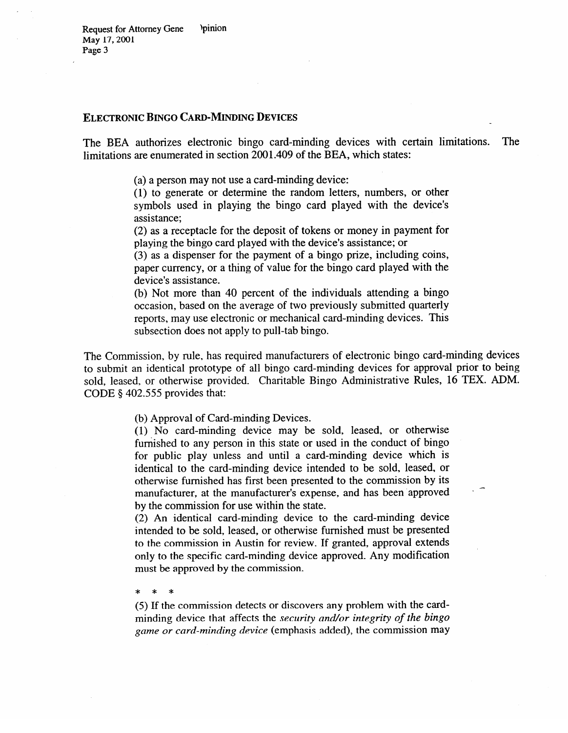## ELECTRONIC BINGO CARD-MINDING DEVICES

The BEA authorizes electronic bingo card-minding devices with certain limitations. The limitations are enumerated in section 2001.409 of the BEA, which states:

> (a) a person may not use a card-minding device:
>
> (1) to generate or determine the random letters, numbers, or other symbols used in playing the bingo card played with the device's assistance;
>
> (2) as a receptacle for the deposit of tokens or money in payment for playing the bingo card played with the device's assistance; or
>
> (3) as a dispenser for the payment of a bingo prize, including coins, paper currency, or a thing of value for the bingo card played with the device's assistance.
>
> (b) Not more than 40 percent of the individuals attending a bingo occasion, based on the average of two previously submitted quarterly reports, may use electronic or mechanical card-minding devices. This subsection does not apply to pull-tab bingo.

The Commission, by rule, has required manufacturers of electronic bingo card-minding devices to submit an identical prototype of all bingo card-minding devices for approval prior to being sold, leased, or otherwise provided. Charitable Bingo Administrative Rules, 16 TEX. ADM. CODE § 402.555 provides that:

> (b) Approval of Card-minding Devices.
>
> (1) No card-minding device may be sold, leased, or otherwise furnished to any person in this state or used in the conduct of bingo for public play unless and until a card-minding device which is identical to the card-minding device intended to be sold, leased, or otherwise furnished has first been presented to the commission by its manufacturer, at the manufacturer's expense, and has been approved by the commission for use within the state.
>
> (2) An identical card-minding device to the card-minding device intended to be sold, leased, or otherwise furnished must be presented to the commission in Austin for review. If granted, approval extends only to the specific card-minding device approved. Any modification must be approved by the commission.
>
> \* \* \*
>
> (5) If the commission detects or discovers any problem with the card-minding device that affects the *security and/or integrity of the bingo game or card-minding device* (emphasis added), the commission may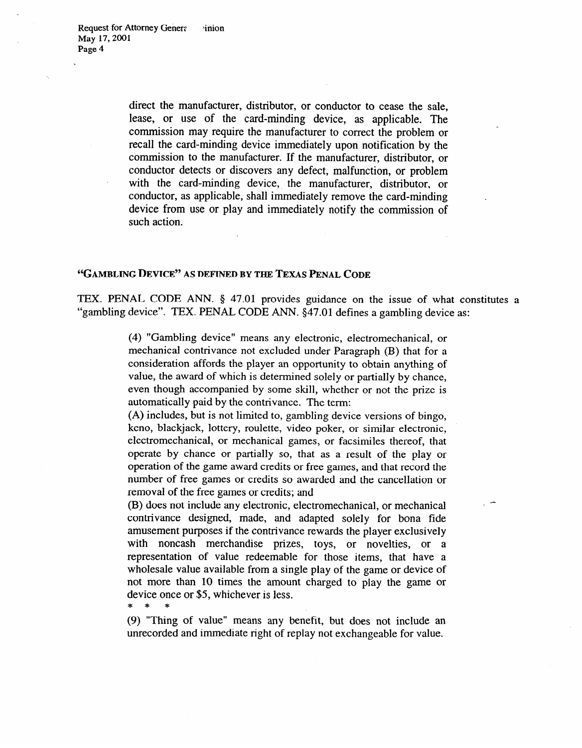> direct the manufacturer, distributor, or conductor to cease the sale, lease, or use of the card-minding device, as applicable. The commission may require the manufacturer to correct the problem or recall the card-minding device immediately upon notification by the commission to the manufacturer. If the manufacturer, distributor, or conductor detects or discovers any defect, malfunction, or problem with the card-minding device, the manufacturer, distributor, or conductor, as applicable, shall immediately remove the card-minding device from use or play and immediately notify the commission of such action.

## "GAMBLING DEVICE" AS DEFINED BY THE TEXAS PENAL CODE

TEX. PENAL CODE ANN. § 47.01 provides guidance on the issue of what constitutes a "gambling device". TEX. PENAL CODE ANN. §47.01 defines a gambling device as:

> (4) "Gambling device" means any electronic, electromechanical, or mechanical contrivance not excluded under Paragraph (B) that for a consideration affords the player an opportunity to obtain anything of value, the award of which is determined solely or partially by chance, even though accompanied by some skill, whether or not the prize is automatically paid by the contrivance. The term:
>
> (A) includes, but is not limited to, gambling device versions of bingo, keno, blackjack, lottery, roulette, video poker, or similar electronic, electromechanical, or mechanical games, or facsimiles thereof, that operate by chance or partially so, that as a result of the play or operation of the game award credits or free games, and that record the number of free games or credits so awarded and the cancellation or removal of the free games or credits; and
>
> (B) does not include any electronic, electromechanical, or mechanical contrivance designed, made, and adapted solely for bona fide amusement purposes if the contrivance rewards the player exclusively with noncash merchandise prizes, toys, or novelties, or a representation of value redeemable for those items, that have a wholesale value available from a single play of the game or device of not more than 10 times the amount charged to play the game or device once or $5, whichever is less.
>
> \* \* \*
>
> (9) "Thing of value" means any benefit, but does not include an unrecorded and immediate right of replay not exchangeable for value.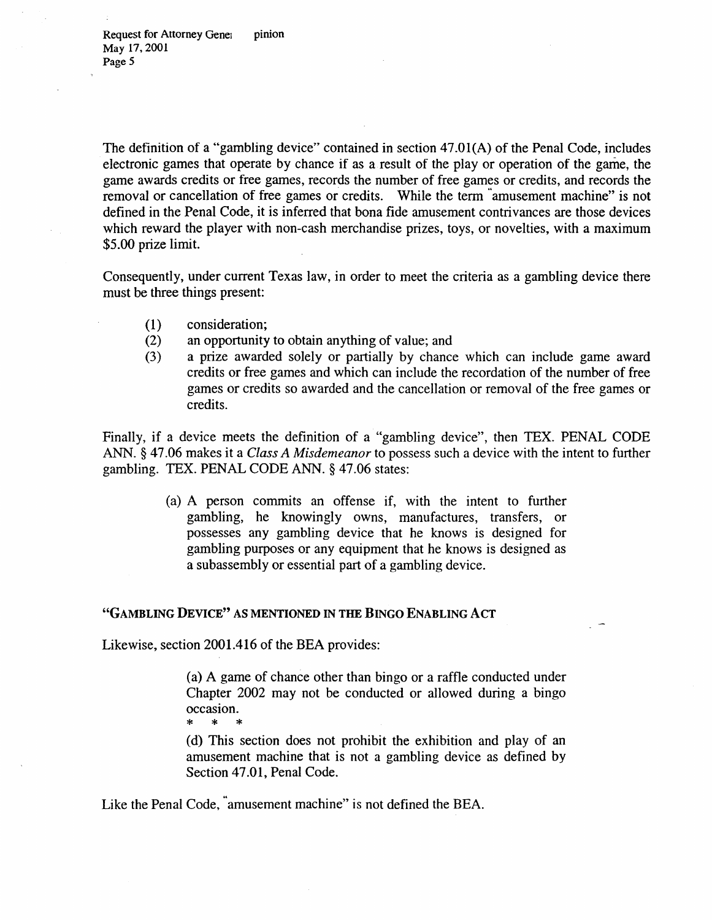The definition of a "gambling device" contained in section 47.01(A) of the Penal Code, includes electronic games that operate by chance if as a result of the play or operation of the game, the game awards credits or free games, records the number of free games or credits, and records the removal or cancellation of free games or credits. While the term "amusement machine" is not defined in the Penal Code, it is inferred that bona fide amusement contrivances are those devices which reward the player with non-cash merchandise prizes, toys, or novelties, with a maximum $5.00 prize limit.

Consequently, under current Texas law, in order to meet the criteria as a gambling device there must be three things present:

(1) consideration;
(2) an opportunity to obtain anything of value; and
(3) a prize awarded solely or partially by chance which can include game award credits or free games and which can include the recordation of the number of free games or credits so awarded and the cancellation or removal of the free games or credits.

Finally, if a device meets the definition of a "gambling device", then TEX. PENAL CODE ANN. § 47.06 makes it a *Class A Misdemeanor* to possess such a device with the intent to further gambling. TEX. PENAL CODE ANN. § 47.06 states:

> (a) A person commits an offense if, with the intent to further gambling, he knowingly owns, manufactures, transfers, or possesses any gambling device that he knows is designed for gambling purposes or any equipment that he knows is designed as a subassembly or essential part of a gambling device.

### "GAMBLING DEVICE" AS MENTIONED IN THE BINGO ENABLING ACT

Likewise, section 2001.416 of the BEA provides:

> (a) A game of chance other than bingo or a raffle conducted under Chapter 2002 may not be conducted or allowed during a bingo occasion.
>
> \* \* \*
>
> (d) This section does not prohibit the exhibition and play of an amusement machine that is not a gambling device as defined by Section 47.01, Penal Code.

Like the Penal Code, "amusement machine" is not defined the BEA.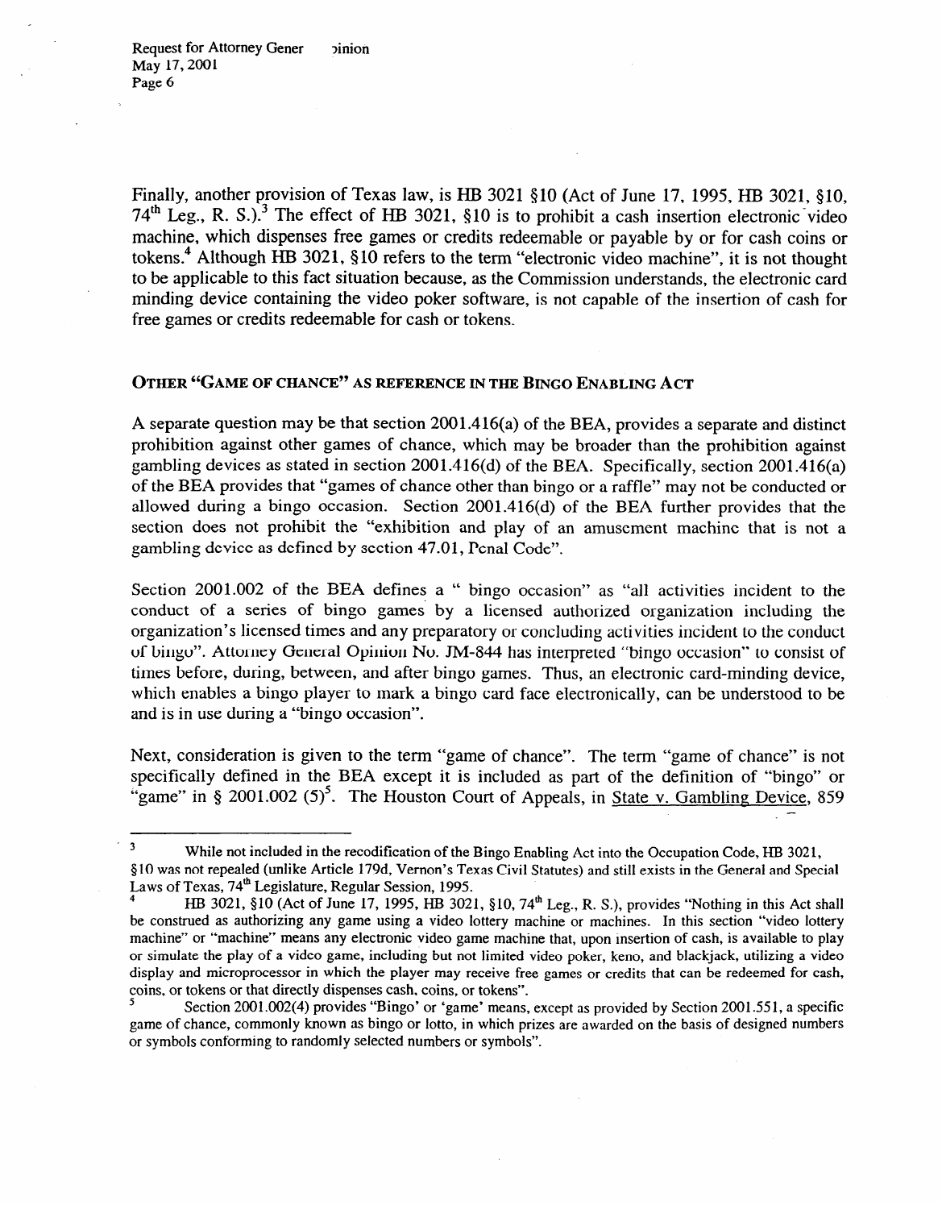Finally, another provision of Texas law, is HB 3021 §10 (Act of June 17, 1995, HB 3021, §10, 74th Leg., R. S.).[3] The effect of HB 3021, §10 is to prohibit a cash insertion electronic video machine, which dispenses free games or credits redeemable or payable by or for cash coins or tokens.[4] Although HB 3021, §10 refers to the term "electronic video machine", it is not thought to be applicable to this fact situation because, as the Commission understands, the electronic card minding device containing the video poker software, is not capable of the insertion of cash for free games or credits redeemable for cash or tokens.

## OTHER "GAME OF CHANCE" AS REFERENCE IN THE BINGO ENABLING ACT

A separate question may be that section 2001.416(a) of the BEA, provides a separate and distinct prohibition against other games of chance, which may be broader than the prohibition against gambling devices as stated in section 2001.416(d) of the BEA. Specifically, section 2001.416(a) of the BEA provides that "games of chance other than bingo or a raffle" may not be conducted or allowed during a bingo occasion. Section 2001.416(d) of the BEA further provides that the section does not prohibit the "exhibition and play of an amusement machine that is not a gambling device as defined by section 47.01, Penal Code".

Section 2001.002 of the BEA defines a " bingo occasion" as "all activities incident to the conduct of a series of bingo games by a licensed authorized organization including the organization's licensed times and any preparatory or concluding activities incident to the conduct of bingo". Attorney General Opinion No. JM-844 has interpreted "bingo occasion" to consist of times before, during, between, and after bingo games. Thus, an electronic card-minding device, which enables a bingo player to mark a bingo card face electronically, can be understood to be and is in use during a "bingo occasion".

Next, consideration is given to the term "game of chance". The term "game of chance" is not specifically defined in the BEA except it is included as part of the definition of "bingo" or "game" in § 2001.002 (5)[5]. The Houston Court of Appeals, in State v. Gambling Device, 859

---

[3] While not included in the recodification of the Bingo Enabling Act into the Occupation Code, HB 3021, §10 was not repealed (unlike Article 179d, Vernon's Texas Civil Statutes) and still exists in the General and Special Laws of Texas, 74th Legislature, Regular Session, 1995.

[4] HB 3021, §10 (Act of June 17, 1995, HB 3021, §10, 74th Leg., R. S.), provides "Nothing in this Act shall be construed as authorizing any game using a video lottery machine or machines. In this section "video lottery machine" or "machine" means any electronic video game machine that, upon insertion of cash, is available to play or simulate the play of a video game, including but not limited video poker, keno, and blackjack, utilizing a video display and microprocessor in which the player may receive free games or credits that can be redeemed for cash, coins, or tokens or that directly dispenses cash, coins, or tokens".

[5] Section 2001.002(4) provides "Bingo' or 'game' means, except as provided by Section 2001.551, a specific game of chance, commonly known as bingo or lotto, in which prizes are awarded on the basis of designed numbers or symbols conforming to randomly selected numbers or symbols".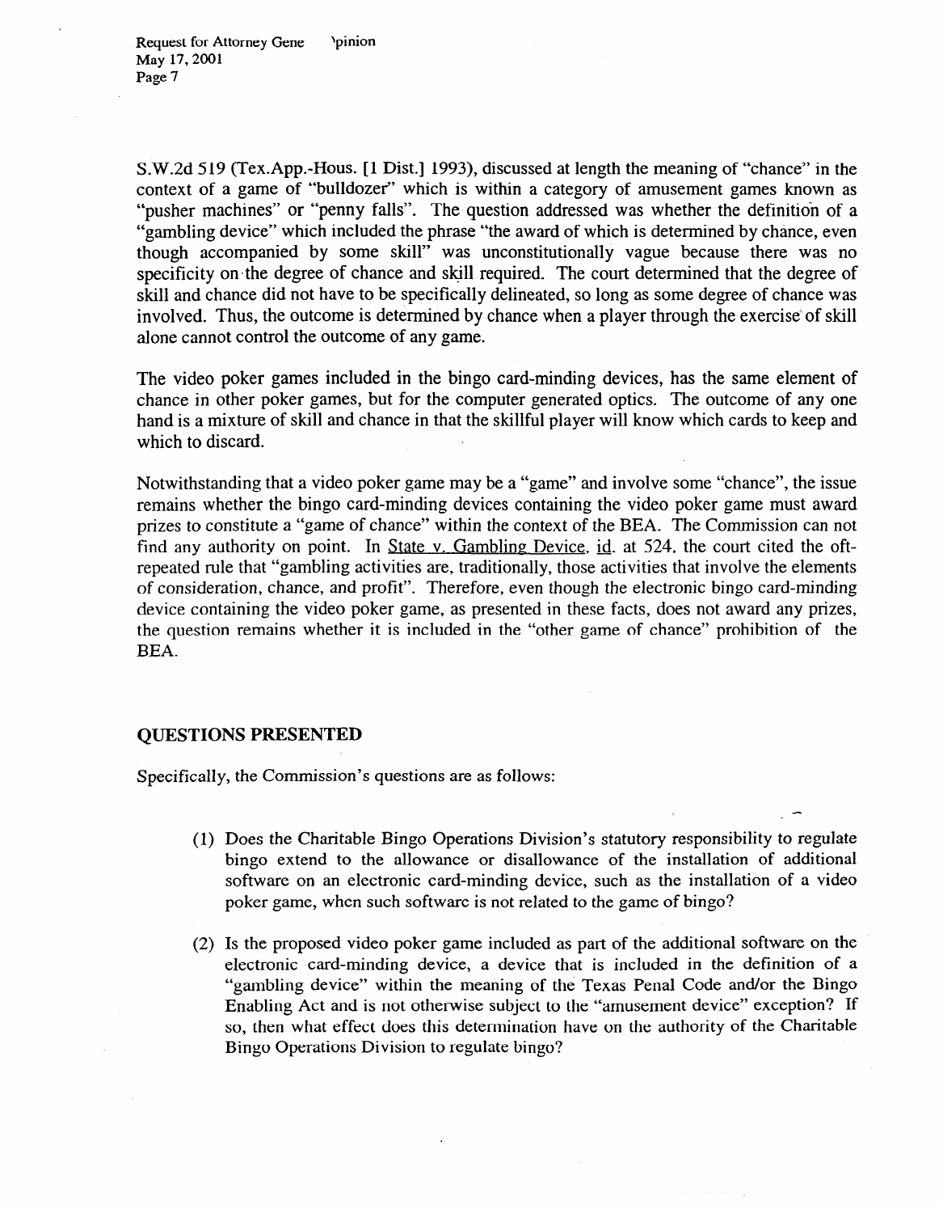S.W.2d 519 (Tex.App.-Hous. [1 Dist.] 1993), discussed at length the meaning of "chance" in the context of a game of "bulldozer" which is within a category of amusement games known as "pusher machines" or "penny falls". The question addressed was whether the definition of a "gambling device" which included the phrase "the award of which is determined by chance, even though accompanied by some skill" was unconstitutionally vague because there was no specificity on the degree of chance and skill required. The court determined that the degree of skill and chance did not have to be specifically delineated, so long as some degree of chance was involved. Thus, the outcome is determined by chance when a player through the exercise of skill alone cannot control the outcome of any game.

The video poker games included in the bingo card-minding devices, has the same element of chance in other poker games, but for the computer generated optics. The outcome of any one hand is a mixture of skill and chance in that the skillful player will know which cards to keep and which to discard.

Notwithstanding that a video poker game may be a "game" and involve some "chance", the issue remains whether the bingo card-minding devices containing the video poker game must award prizes to constitute a "game of chance" within the context of the BEA. The Commission can not find any authority on point. In State v. Gambling Device, id. at 524, the court cited the oft-repeated rule that "gambling activities are, traditionally, those activities that involve the elements of consideration, chance, and profit". Therefore, even though the electronic bingo card-minding device containing the video poker game, as presented in these facts, does not award any prizes, the question remains whether it is included in the "other game of chance" prohibition of the BEA.

## QUESTIONS PRESENTED

Specifically, the Commission's questions are as follows:

(1) Does the Charitable Bingo Operations Division's statutory responsibility to regulate bingo extend to the allowance or disallowance of the installation of additional software on an electronic card-minding device, such as the installation of a video poker game, when such software is not related to the game of bingo?

(2) Is the proposed video poker game included as part of the additional software on the electronic card-minding device, a device that is included in the definition of a "gambling device" within the meaning of the Texas Penal Code and/or the Bingo Enabling Act and is not otherwise subject to the "amusement device" exception? If so, then what effect does this determination have on the authority of the Charitable Bingo Operations Division to regulate bingo?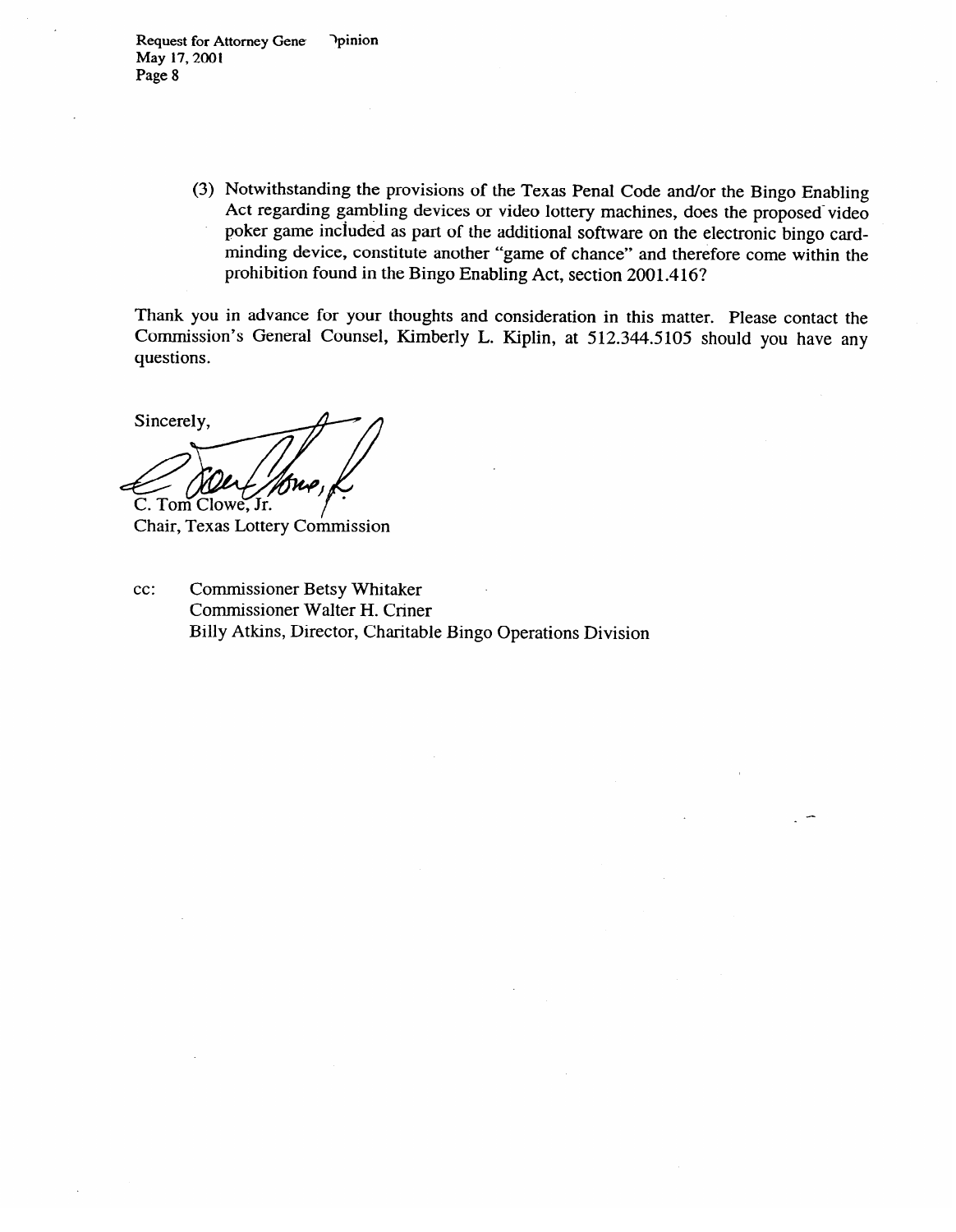(3) Notwithstanding the provisions of the Texas Penal Code and/or the Bingo Enabling Act regarding gambling devices or video lottery machines, does the proposed video poker game included as part of the additional software on the electronic bingo card-minding device, constitute another "game of chance" and therefore come within the prohibition found in the Bingo Enabling Act, section 2001.416?

Thank you in advance for your thoughts and consideration in this matter. Please contact the Commission's General Counsel, Kimberly L. Kiplin, at 512.344.5105 should you have any questions.

Sincerely,

C. Tom Clowe, Jr.
Chair, Texas Lottery Commission

cc: Commissioner Betsy Whitaker
Commissioner Walter H. Criner
Billy Atkins, Director, Charitable Bingo Operations Division